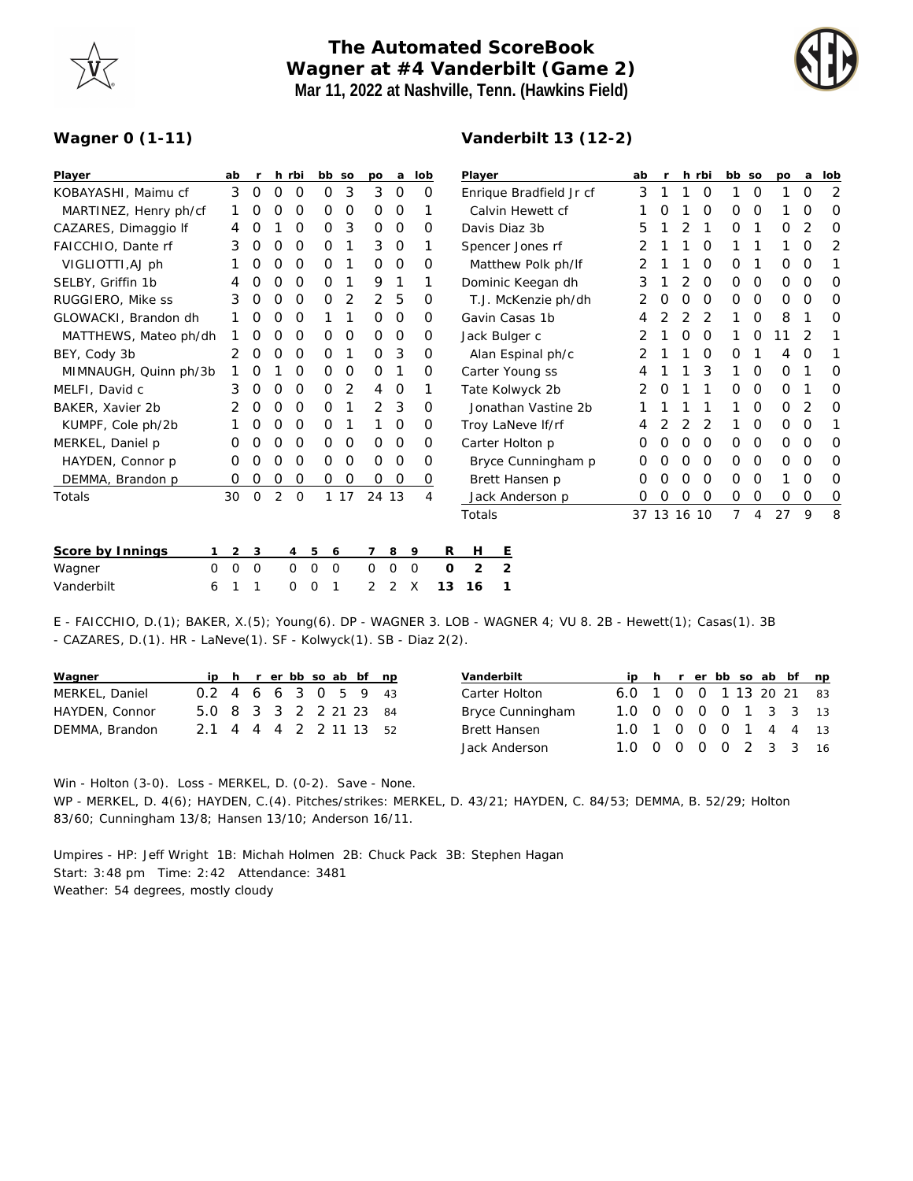# The Automated ScoreBook
## Wagner at #4 Vanderbilt (Game 2)
### Mar 11, 2022 at Nashville, Tenn. (Hawkins Field)

**Wagner 0 (1-11)**

| Player | ab | r | h | rbi | bb | so | po | a | lob |
|---|---|---|---|---|---|---|---|---|---|
| KOBAYASHI, Maimu cf | 3 | 0 | 0 | 0 | 0 | 3 | 3 | 0 | 0 |
| MARTINEZ, Henry ph/cf | 1 | 0 | 0 | 0 | 0 | 0 | 0 | 0 | 1 |
| CAZARES, Dimaggio lf | 4 | 0 | 1 | 0 | 0 | 3 | 0 | 0 | 0 |
| FAICCHIO, Dante rf | 3 | 0 | 0 | 0 | 0 | 1 | 3 | 0 | 1 |
| VIGLIOTTI,AJ ph | 1 | 0 | 0 | 0 | 0 | 1 | 0 | 0 | 0 |
| SELBY, Griffin 1b | 4 | 0 | 0 | 0 | 0 | 1 | 9 | 1 | 1 |
| RUGGIERO, Mike ss | 3 | 0 | 0 | 0 | 0 | 2 | 2 | 5 | 0 |
| GLOWACKI, Brandon dh | 1 | 0 | 0 | 0 | 1 | 1 | 0 | 0 | 0 |
| MATTHEWS, Mateo ph/dh | 1 | 0 | 0 | 0 | 0 | 0 | 0 | 0 | 0 |
| BEY, Cody 3b | 2 | 0 | 0 | 0 | 0 | 1 | 0 | 3 | 0 |
| MIMNAUGH, Quinn ph/3b | 1 | 0 | 1 | 0 | 0 | 0 | 0 | 1 | 0 |
| MELFI, David c | 3 | 0 | 0 | 0 | 0 | 2 | 4 | 0 | 1 |
| BAKER, Xavier 2b | 2 | 0 | 0 | 0 | 0 | 1 | 2 | 3 | 0 |
| KUMPF, Cole ph/2b | 1 | 0 | 0 | 0 | 0 | 1 | 1 | 0 | 0 |
| MERKEL, Daniel p | 0 | 0 | 0 | 0 | 0 | 0 | 0 | 0 | 0 |
| HAYDEN, Connor p | 0 | 0 | 0 | 0 | 0 | 0 | 0 | 0 | 0 |
| DEMMA, Brandon p | 0 | 0 | 0 | 0 | 0 | 0 | 0 | 0 | 0 |
| Totals | 30 | 0 | 2 | 0 | 1 | 17 | 24 | 13 | 4 |

**Vanderbilt 13 (12-2)**

| Player | ab | r | h | rbi | bb | so | po | a | lob |
|---|---|---|---|---|---|---|---|---|---|
| Enrique Bradfield Jr cf | 3 | 1 | 1 | 0 | 1 | 0 | 1 | 0 | 2 |
| Calvin Hewett cf | 1 | 0 | 1 | 0 | 0 | 0 | 1 | 0 | 0 |
| Davis Diaz 3b | 5 | 1 | 2 | 1 | 0 | 1 | 0 | 2 | 0 |
| Spencer Jones rf | 2 | 1 | 1 | 0 | 1 | 1 | 1 | 0 | 2 |
| Matthew Polk ph/lf | 2 | 1 | 1 | 0 | 0 | 1 | 0 | 0 | 1 |
| Dominic Keegan dh | 3 | 1 | 2 | 0 | 0 | 0 | 0 | 0 | 0 |
| T.J. McKenzie ph/dh | 2 | 0 | 0 | 0 | 0 | 0 | 0 | 0 | 0 |
| Gavin Casas 1b | 4 | 2 | 2 | 2 | 1 | 0 | 8 | 1 | 0 |
| Jack Bulger c | 2 | 1 | 0 | 0 | 1 | 0 | 11 | 2 | 1 |
| Alan Espinal ph/c | 2 | 1 | 1 | 0 | 0 | 1 | 4 | 0 | 1 |
| Carter Young ss | 4 | 1 | 1 | 3 | 1 | 0 | 0 | 1 | 0 |
| Tate Kolwyck 2b | 2 | 0 | 1 | 1 | 0 | 0 | 0 | 1 | 0 |
| Jonathan Vastine 2b | 1 | 1 | 1 | 1 | 1 | 0 | 0 | 2 | 0 |
| Troy LaNeve lf/rf | 4 | 2 | 2 | 2 | 1 | 0 | 0 | 0 | 1 |
| Carter Holton p | 0 | 0 | 0 | 0 | 0 | 0 | 0 | 0 | 0 |
| Bryce Cunningham p | 0 | 0 | 0 | 0 | 0 | 0 | 0 | 0 | 0 |
| Brett Hansen p | 0 | 0 | 0 | 0 | 0 | 0 | 1 | 0 | 0 |
| Jack Anderson p | 0 | 0 | 0 | 0 | 0 | 0 | 0 | 0 | 0 |
| Totals | 37 | 13 | 16 | 10 | 7 | 4 | 27 | 9 | 8 |

| Score by Innings | 1 | 2 | 3 | 4 | 5 | 6 | 7 | 8 | 9 | R | H | E |
|---|---|---|---|---|---|---|---|---|---|---|---|---|
| Wagner | 0 | 0 | 0 | 0 | 0 | 0 | 0 | 0 | 0 | **0** | **2** | **2** |
| Vanderbilt | 6 | 1 | 1 | 0 | 0 | 1 | 2 | 2 | X | **13** | **16** | **1** |

E - FAICCHIO, D.(1); BAKER, X.(5); Young(6). DP - WAGNER 3. LOB - WAGNER 4; VU 8. 2B - Hewett(1); Casas(1). 3B - CAZARES, D.(1). HR - LaNeve(1). SF - Kolwyck(1). SB - Diaz 2(2).

| Wagner | ip | h | r | er | bb | so | ab | bf | np |
|---|---|---|---|---|---|---|---|---|---|
| MERKEL, Daniel | 0.2 | 4 | 6 | 6 | 3 | 0 | 5 | 9 | 43 |
| HAYDEN, Connor | 5.0 | 8 | 3 | 3 | 2 | 2 | 21 | 23 | 84 |
| DEMMA, Brandon | 2.1 | 4 | 4 | 4 | 2 | 2 | 11 | 13 | 52 |

| Vanderbilt | ip | h | r | er | bb | so | ab | bf | np |
|---|---|---|---|---|---|---|---|---|---|
| Carter Holton | 6.0 | 1 | 0 | 0 | 1 | 13 | 20 | 21 | 83 |
| Bryce Cunningham | 1.0 | 0 | 0 | 0 | 0 | 1 | 3 | 3 | 13 |
| Brett Hansen | 1.0 | 1 | 0 | 0 | 0 | 1 | 4 | 4 | 13 |
| Jack Anderson | 1.0 | 0 | 0 | 0 | 0 | 2 | 3 | 3 | 16 |

Win - Holton (3-0). Loss - MERKEL, D. (0-2). Save - None.
WP - MERKEL, D. 4(6); HAYDEN, C.(4). Pitches/strikes: MERKEL, D. 43/21; HAYDEN, C. 84/53; DEMMA, B. 52/29; Holton 83/60; Cunningham 13/8; Hansen 13/10; Anderson 16/11.

Umpires - HP: Jeff Wright 1B: Michah Holmen 2B: Chuck Pack 3B: Stephen Hagan
Start: 3:48 pm Time: 2:42 Attendance: 3481
Weather: 54 degrees, mostly cloudy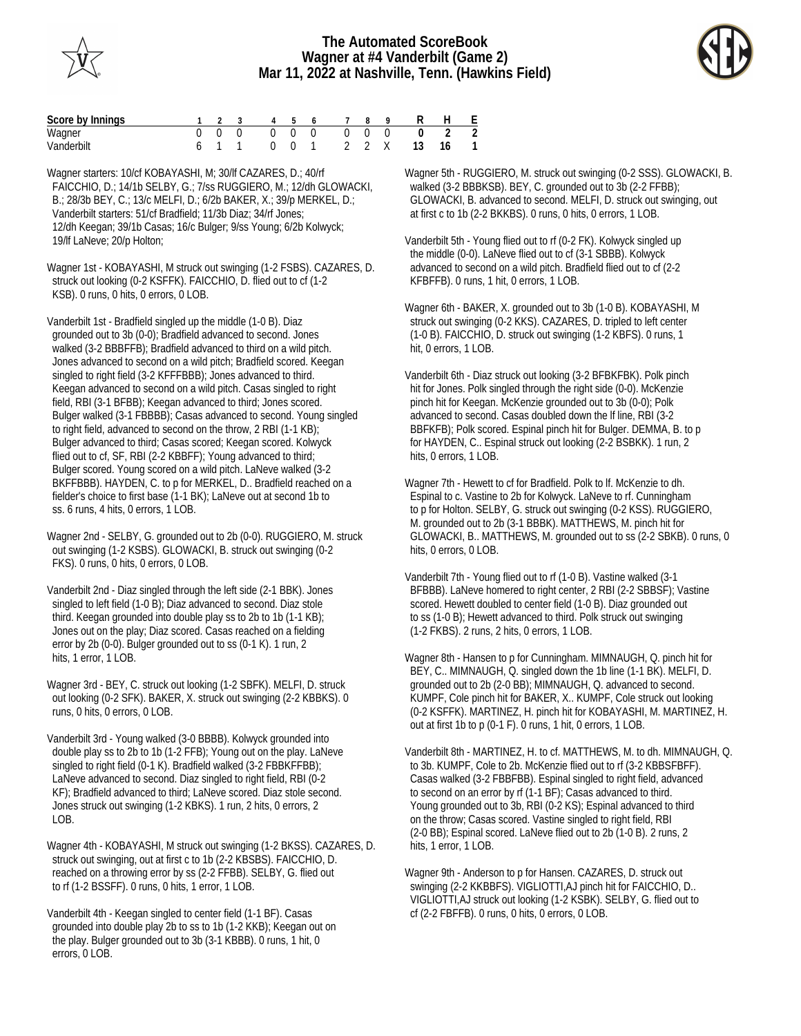# The Automated ScoreBook
## Wagner at #4 Vanderbilt (Game 2)
## Mar 11, 2022 at Nashville, Tenn. (Hawkins Field)

| Score by Innings | 1 | 2 | 3 | 4 | 5 | 6 | 7 | 8 | 9 | R | H | E |
|---|---|---|---|---|---|---|---|---|---|---|---|---|
| Wagner | 0 | 0 | 0 | 0 | 0 | 0 | 0 | 0 | 0 | 0 | 2 | 2 |
| Vanderbilt | 6 | 1 | 1 | 0 | 0 | 1 | 2 | 2 | X | 13 | 16 | 1 |

Wagner starters: 10/cf KOBAYASHI, M; 30/lf CAZARES, D.; 40/rf FAICCHIO, D.; 14/1b SELBY, G.; 7/ss RUGGIERO, M.; 12/dh GLOWACKI, B.; 28/3b BEY, C.; 13/c MELFI, D.; 6/2b BAKER, X.; 39/p MERKEL, D.;

Vanderbilt starters: 51/cf Bradfield; 11/3b Diaz; 34/rf Jones; 12/dh Keegan; 39/1b Casas; 16/c Bulger; 9/ss Young; 6/2b Kolwyck; 19/lf LaNeve; 20/p Holton;

Wagner 1st - KOBAYASHI, M struck out swinging (1-2 FSBS). CAZARES, D. struck out looking (0-2 KSFFK). FAICCHIO, D. flied out to cf (1-2 KSB). 0 runs, 0 hits, 0 errors, 0 LOB.

Vanderbilt 1st - Bradfield singled up the middle (1-0 B). Diaz grounded out to 3b (0-0); Bradfield advanced to second. Jones walked (3-2 BBBFFB); Bradfield advanced to third on a wild pitch. Jones advanced to second on a wild pitch; Bradfield scored. Keegan singled to right field (3-2 KFFFBBB); Jones advanced to third. Keegan advanced to second on a wild pitch. Casas singled to right field, RBI (3-1 BFBB); Keegan advanced to third; Jones scored. Bulger walked (3-1 FBBBB); Casas advanced to second. Young singled to right field, advanced to second on the throw, 2 RBI (1-1 KB); Bulger advanced to third; Casas scored; Keegan scored. Kolwyck flied out to cf, SF, RBI (2-2 KBBFF); Young advanced to third; Bulger scored. Young scored on a wild pitch. LaNeve walked (3-2 BKFFBBB). HAYDEN, C. to p for MERKEL, D.. Bradfield reached on a fielder's choice to first base (1-1 BK); LaNeve out at second 1b to ss. 6 runs, 4 hits, 0 errors, 1 LOB.

Wagner 2nd - SELBY, G. grounded out to 2b (0-0). RUGGIERO, M. struck out swinging (1-2 KSBS). GLOWACKI, B. struck out swinging (0-2 FKS). 0 runs, 0 hits, 0 errors, 0 LOB.

Vanderbilt 2nd - Diaz singled through the left side (2-1 BBK). Jones singled to left field (1-0 B); Diaz advanced to second. Diaz stole third. Keegan grounded into double play ss to 2b to 1b (1-1 KB); Jones out on the play; Diaz scored. Casas reached on a fielding error by 2b (0-0). Bulger grounded out to ss (0-1 K). 1 run, 2 hits, 1 error, 1 LOB.

Wagner 3rd - BEY, C. struck out looking (1-2 SBFK). MELFI, D. struck out looking (0-2 SFK). BAKER, X. struck out swinging (2-2 KBBKS). 0 runs, 0 hits, 0 errors, 0 LOB.

Vanderbilt 3rd - Young walked (3-0 BBBB). Kolwyck grounded into double play ss to 2b to 1b (1-2 FFB); Young out on the play. LaNeve singled to right field (0-1 K). Bradfield walked (3-2 FBBKFFBB); LaNeve advanced to second. Diaz singled to right field, RBI (0-2 KF); Bradfield advanced to third; LaNeve scored. Diaz stole second. Jones struck out swinging (1-2 KBKS). 1 run, 2 hits, 0 errors, 2 LOB.

Wagner 4th - KOBAYASHI, M struck out swinging (1-2 BKSS). CAZARES, D. struck out swinging, out at first c to 1b (2-2 KBSBS). FAICCHIO, D. reached on a throwing error by ss (2-2 FFBB). SELBY, G. flied out to rf (1-2 BSSFF). 0 runs, 0 hits, 1 error, 1 LOB.

Vanderbilt 4th - Keegan singled to center field (1-1 BF). Casas grounded into double play 2b to ss to 1b (1-2 KKB); Keegan out on the play. Bulger grounded out to 3b (3-1 KBBB). 0 runs, 1 hit, 0 errors, 0 LOB.

Wagner 5th - RUGGIERO, M. struck out swinging (0-2 SSS). GLOWACKI, B. walked (3-2 BBBKSB). BEY, C. grounded out to 3b (2-2 FFBB); GLOWACKI, B. advanced to second. MELFI, D. struck out swinging, out at first c to 1b (2-2 BKKBS). 0 runs, 0 hits, 0 errors, 1 LOB.

Vanderbilt 5th - Young flied out to rf (0-2 FK). Kolwyck singled up the middle (0-0). LaNeve flied out to cf (3-1 SBBB). Kolwyck advanced to second on a wild pitch. Bradfield flied out to cf (2-2 KFBFFB). 0 runs, 1 hit, 0 errors, 1 LOB.

Wagner 6th - BAKER, X. grounded out to 3b (1-0 B). KOBAYASHI, M struck out swinging (0-2 KKS). CAZARES, D. tripled to left center (1-0 B). FAICCHIO, D. struck out swinging (1-2 KBFS). 0 runs, 1 hit, 0 errors, 1 LOB.

Vanderbilt 6th - Diaz struck out looking (3-2 BFBKFBK). Polk pinch hit for Jones. Polk singled through the right side (0-0). McKenzie pinch hit for Keegan. McKenzie grounded out to 3b (0-0); Polk advanced to second. Casas doubled down the lf line, RBI (3-2 BBFKFB); Polk scored. Espinal pinch hit for Bulger. DEMMA, B. to p for HAYDEN, C.. Espinal struck out looking (2-2 BSBKK). 1 run, 2 hits, 0 errors, 1 LOB.

Wagner 7th - Hewett to cf for Bradfield. Polk to lf. McKenzie to dh. Espinal to c. Vastine to 2b for Kolwyck. LaNeve to rf. Cunningham to p for Holton. SELBY, G. struck out swinging (0-2 KSS). RUGGIERO, M. grounded out to 2b (3-1 BBBK). MATTHEWS, M. pinch hit for GLOWACKI, B.. MATTHEWS, M. grounded out to ss (2-2 SBKB). 0 runs, 0 hits, 0 errors, 0 LOB.

Vanderbilt 7th - Young flied out to rf (1-0 B). Vastine walked (3-1 BFBBB). LaNeve homered to right center, 2 RBI (2-2 SBBSF); Vastine scored. Hewett doubled to center field (1-0 B). Diaz grounded out to ss (1-0 B); Hewett advanced to third. Polk struck out swinging (1-2 FKBS). 2 runs, 2 hits, 0 errors, 1 LOB.

Wagner 8th - Hansen to p for Cunningham. MIMNAUGH, Q. pinch hit for BEY, C.. MIMNAUGH, Q. singled down the 1b line (1-1 BK). MELFI, D. grounded out to 2b (2-0 BB); MIMNAUGH, Q. advanced to second. KUMPF, Cole pinch hit for BAKER, X.. KUMPF, Cole struck out looking (0-2 KSFFK). MARTINEZ, H. pinch hit for KOBAYASHI, M. MARTINEZ, H. out at first 1b to p (0-1 F). 0 runs, 1 hit, 0 errors, 1 LOB.

Vanderbilt 8th - MARTINEZ, H. to cf. MATTHEWS, M. to dh. MIMNAUGH, Q. to 3b. KUMPF, Cole to 2b. McKenzie flied out to rf (3-2 KBBSFBFF). Casas walked (3-2 FBBFBB). Espinal singled to right field, advanced to second on an error by rf (1-1 BF); Casas advanced to third. Young grounded out to 3b, RBI (0-2 KS); Espinal advanced to third on the throw; Casas scored. Vastine singled to right field, RBI (2-0 BB); Espinal scored. LaNeve flied out to 2b (1-0 B). 2 runs, 2 hits, 1 error, 1 LOB.

Wagner 9th - Anderson to p for Hansen. CAZARES, D. struck out swinging (2-2 KKBBFS). VIGLIOTTI,AJ pinch hit for FAICCHIO, D.. VIGLIOTTI,AJ struck out looking (1-2 KSBK). SELBY, G. flied out to cf (2-2 FBFFB). 0 runs, 0 hits, 0 errors, 0 LOB.